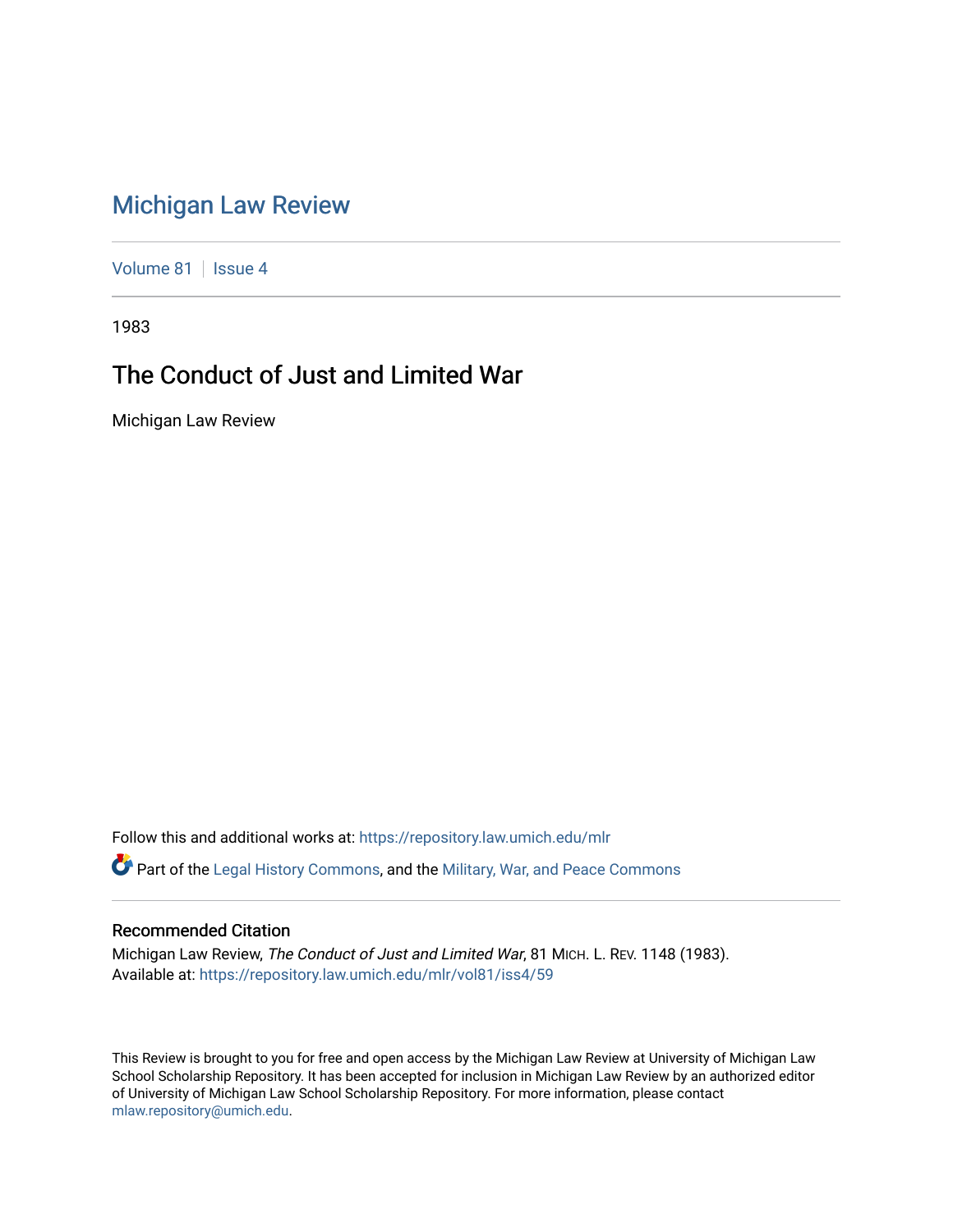# Michigan Law Review

Volume 81 | Issue 4

1983

## The Conduct of Just and Limited War

Michigan Law Review

Follow this and additional works at: https://repository.law.umich.edu/mlr

Part of the Legal History Commons, and the Military, War, and Peace Commons

### Recommended Citation

Michigan Law Review, *The Conduct of Just and Limited War*, 81 MICH. L. REV. 1148 (1983).
Available at: https://repository.law.umich.edu/mlr/vol81/iss4/59

This Review is brought to you for free and open access by the Michigan Law Review at University of Michigan Law School Scholarship Repository. It has been accepted for inclusion in Michigan Law Review by an authorized editor of University of Michigan Law School Scholarship Repository. For more information, please contact mlaw.repository@umich.edu.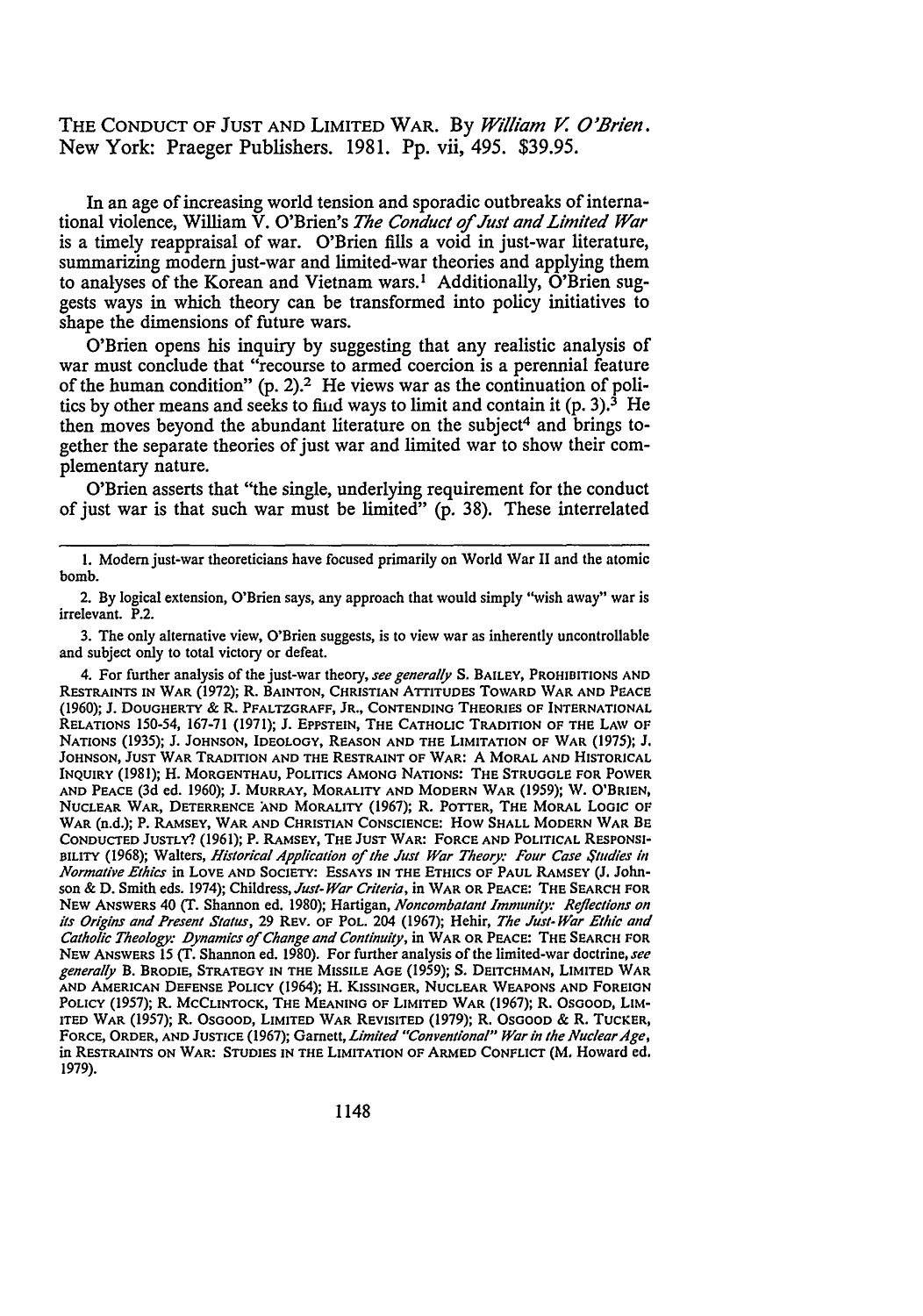THE CONDUCT OF JUST AND LIMITED WAR. By *William V. O'Brien*. New York: Praeger Publishers. 1981. Pp. vii, 495. $39.95.

In an age of increasing world tension and sporadic outbreaks of international violence, William V. O'Brien's *The Conduct of Just and Limited War* is a timely reappraisal of war. O'Brien fills a void in just-war literature, summarizing modern just-war and limited-war theories and applying them to analyses of the Korean and Vietnam wars.[1] Additionally, O'Brien suggests ways in which theory can be transformed into policy initiatives to shape the dimensions of future wars.

O'Brien opens his inquiry by suggesting that any realistic analysis of war must conclude that "recourse to armed coercion is a perennial feature of the human condition" (p. 2).[2] He views war as the continuation of politics by other means and seeks to find ways to limit and contain it (p. 3).[3] He then moves beyond the abundant literature on the subject[4] and brings together the separate theories of just war and limited war to show their complementary nature.

O'Brien asserts that "the single, underlying requirement for the conduct of just war is that such war must be limited" (p. 38). These interrelated

---

1. Modern just-war theoreticians have focused primarily on World War II and the atomic bomb.

2. By logical extension, O'Brien says, any approach that would simply "wish away" war is irrelevant. P.2.

3. The only alternative view, O'Brien suggests, is to view war as inherently uncontrollable and subject only to total victory or defeat.

4. For further analysis of the just-war theory, *see generally* S. BAILEY, PROHIBITIONS AND RESTRAINTS IN WAR (1972); R. BAINTON, CHRISTIAN ATTITUDES TOWARD WAR AND PEACE (1960); J. DOUGHERTY & R. PFALTZGRAFF, JR., CONTENDING THEORIES OF INTERNATIONAL RELATIONS 150-54, 167-71 (1971); J. EPPSTEIN, THE CATHOLIC TRADITION OF THE LAW OF NATIONS (1935); J. JOHNSON, IDEOLOGY, REASON AND THE LIMITATION OF WAR (1975); J. JOHNSON, JUST WAR TRADITION AND THE RESTRAINT OF WAR: A MORAL AND HISTORICAL INQUIRY (1981); H. MORGENTHAU, POLITICS AMONG NATIONS: THE STRUGGLE FOR POWER AND PEACE (3d ed. 1960); J. MURRAY, MORALITY AND MODERN WAR (1959); W. O'BRIEN, NUCLEAR WAR, DETERRENCE AND MORALITY (1967); R. POTTER, THE MORAL LOGIC OF WAR (n.d.); P. RAMSEY, WAR AND CHRISTIAN CONSCIENCE: HOW SHALL MODERN WAR BE CONDUCTED JUSTLY? (1961); P. RAMSEY, THE JUST WAR: FORCE AND POLITICAL RESPONSIBILITY (1968); Walters, *Historical Application of the Just War Theory: Four Case Studies in Normative Ethics* in LOVE AND SOCIETY: ESSAYS IN THE ETHICS OF PAUL RAMSEY (J. Johnson & D. Smith eds. 1974); Childress, *Just-War Criteria*, in WAR OR PEACE: THE SEARCH FOR NEW ANSWERS 40 (T. Shannon ed. 1980); Hartigan, *Noncombatant Immunity: Reflections on its Origins and Present Status*, 29 REV. OF POL. 204 (1967); Hehir, *The Just-War Ethic and Catholic Theology: Dynamics of Change and Continuity*, in WAR OR PEACE: THE SEARCH FOR NEW ANSWERS 15 (T. Shannon ed. 1980). For further analysis of the limited-war doctrine, *see generally* B. BRODIE, STRATEGY IN THE MISSILE AGE (1959); S. DEITCHMAN, LIMITED WAR AND AMERICAN DEFENSE POLICY (1964); H. KISSINGER, NUCLEAR WEAPONS AND FOREIGN POLICY (1957); R. MCCLINTOCK, THE MEANING OF LIMITED WAR (1967); R. OSGOOD, LIMITED WAR (1957); R. OSGOOD, LIMITED WAR REVISITED (1979); R. OSGOOD & R. TUCKER, FORCE, ORDER, AND JUSTICE (1967); Garnett, *Limited "Conventional" War in the Nuclear Age*, in RESTRAINTS ON WAR: STUDIES IN THE LIMITATION OF ARMED CONFLICT (M. Howard ed. 1979).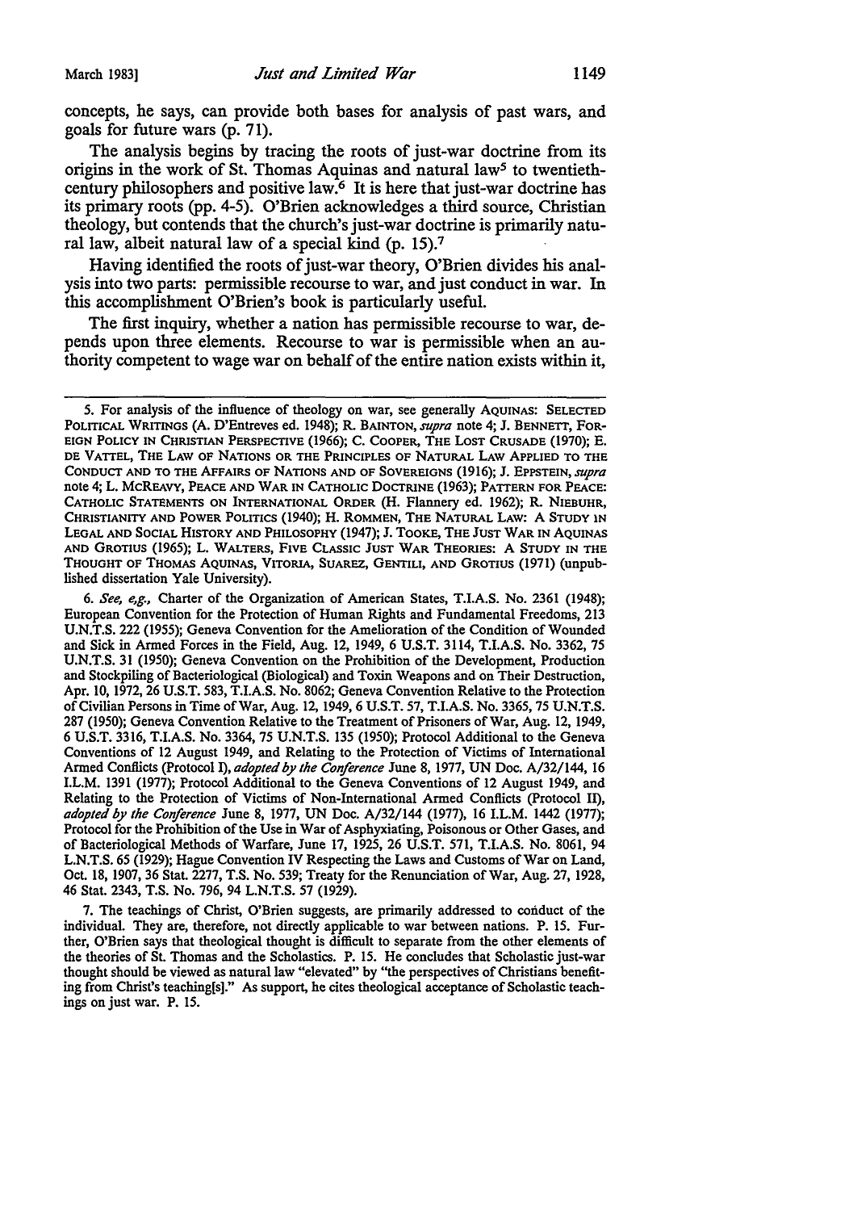concepts, he says, can provide both bases for analysis of past wars, and goals for future wars (p. 71).

The analysis begins by tracing the roots of just-war doctrine from its origins in the work of St. Thomas Aquinas and natural law[5] to twentieth-century philosophers and positive law.[6] It is here that just-war doctrine has its primary roots (pp. 4-5). O'Brien acknowledges a third source, Christian theology, but contends that the church's just-war doctrine is primarily natural law, albeit natural law of a special kind (p. 15).[7]

Having identified the roots of just-war theory, O'Brien divides his analysis into two parts: permissible recourse to war, and just conduct in war. In this accomplishment O'Brien's book is particularly useful.

The first inquiry, whether a nation has permissible recourse to war, depends upon three elements. Recourse to war is permissible when an authority competent to wage war on behalf of the entire nation exists within it,

---

5. For analysis of the influence of theology on war, see generally AQUINAS: SELECTED POLITICAL WRITINGS (A. D'Entreves ed. 1948); R. BAINTON, *supra* note 4; J. BENNETT, FOREIGN POLICY IN CHRISTIAN PERSPECTIVE (1966); C. COOPER, THE LOST CRUSADE (1970); E. DE VATTEL, THE LAW OF NATIONS OR THE PRINCIPLES OF NATURAL LAW APPLIED TO THE CONDUCT AND TO THE AFFAIRS OF NATIONS AND OF SOVEREIGNS (1916); J. EPPSTEIN, *supra* note 4; L. MCREAVY, PEACE AND WAR IN CATHOLIC DOCTRINE (1963); PATTERN FOR PEACE: CATHOLIC STATEMENTS ON INTERNATIONAL ORDER (H. Flannery ed. 1962); R. NIEBUHR, CHRISTIANITY AND POWER POLITICS (1940); H. ROMMEN, THE NATURAL LAW: A STUDY IN LEGAL AND SOCIAL HISTORY AND PHILOSOPHY (1947); J. TOOKE, THE JUST WAR IN AQUINAS AND GROTIUS (1965); L. WALTERS, FIVE CLASSIC JUST WAR THEORIES: A STUDY IN THE THOUGHT OF THOMAS AQUINAS, VITORIA, SUAREZ, GENTILI, AND GROTIUS (1971) (unpublished dissertation Yale University).

6. *See, e.g.,* Charter of the Organization of American States, T.I.A.S. No. 2361 (1948); European Convention for the Protection of Human Rights and Fundamental Freedoms, 213 U.N.T.S. 222 (1955); Geneva Convention for the Amelioration of the Condition of Wounded and Sick in Armed Forces in the Field, Aug. 12, 1949, 6 U.S.T. 3114, T.I.A.S. No. 3362, 75 U.N.T.S. 31 (1950); Geneva Convention on the Prohibition of the Development, Production and Stockpiling of Bacteriological (Biological) and Toxin Weapons and on Their Destruction, Apr. 10, 1972, 26 U.S.T. 583, T.I.A.S. No. 8062; Geneva Convention Relative to the Protection of Civilian Persons in Time of War, Aug. 12, 1949, 6 U.S.T. 57, T.I.A.S. No. 3365, 75 U.N.T.S. 287 (1950); Geneva Convention Relative to the Treatment of Prisoners of War, Aug. 12, 1949, 6 U.S.T. 3316, T.I.A.S. No. 3364, 75 U.N.T.S. 135 (1950); Protocol Additional to the Geneva Conventions of 12 August 1949, and Relating to the Protection of Victims of International Armed Conflicts (Protocol I), *adopted by the Conference* June 8, 1977, UN Doc. A/32/144, 16 I.L.M. 1391 (1977); Protocol Additional to the Geneva Conventions of 12 August 1949, and Relating to the Protection of Victims of Non-International Armed Conflicts (Protocol II), *adopted by the Conference* June 8, 1977, UN Doc. A/32/144 (1977), 16 I.L.M. 1442 (1977); Protocol for the Prohibition of the Use in War of Asphyxiating, Poisonous or Other Gases, and of Bacteriological Methods of Warfare, June 17, 1925, 26 U.S.T. 571, T.I.A.S. No. 8061, 94 L.N.T.S. 65 (1929); Hague Convention IV Respecting the Laws and Customs of War on Land, Oct. 18, 1907, 36 Stat. 2277, T.S. No. 539; Treaty for the Renunciation of War, Aug. 27, 1928, 46 Stat. 2343, T.S. No. 796, 94 L.N.T.S. 57 (1929).

7. The teachings of Christ, O'Brien suggests, are primarily addressed to conduct of the individual. They are, therefore, not directly applicable to war between nations. P. 15. Further, O'Brien says that theological thought is difficult to separate from the other elements of the theories of St. Thomas and the Scholastics. P. 15. He concludes that Scholastic just-war thought should be viewed as natural law "elevated" by "the perspectives of Christians benefiting from Christ's teaching[s]." As support, he cites theological acceptance of Scholastic teachings on just war. P. 15.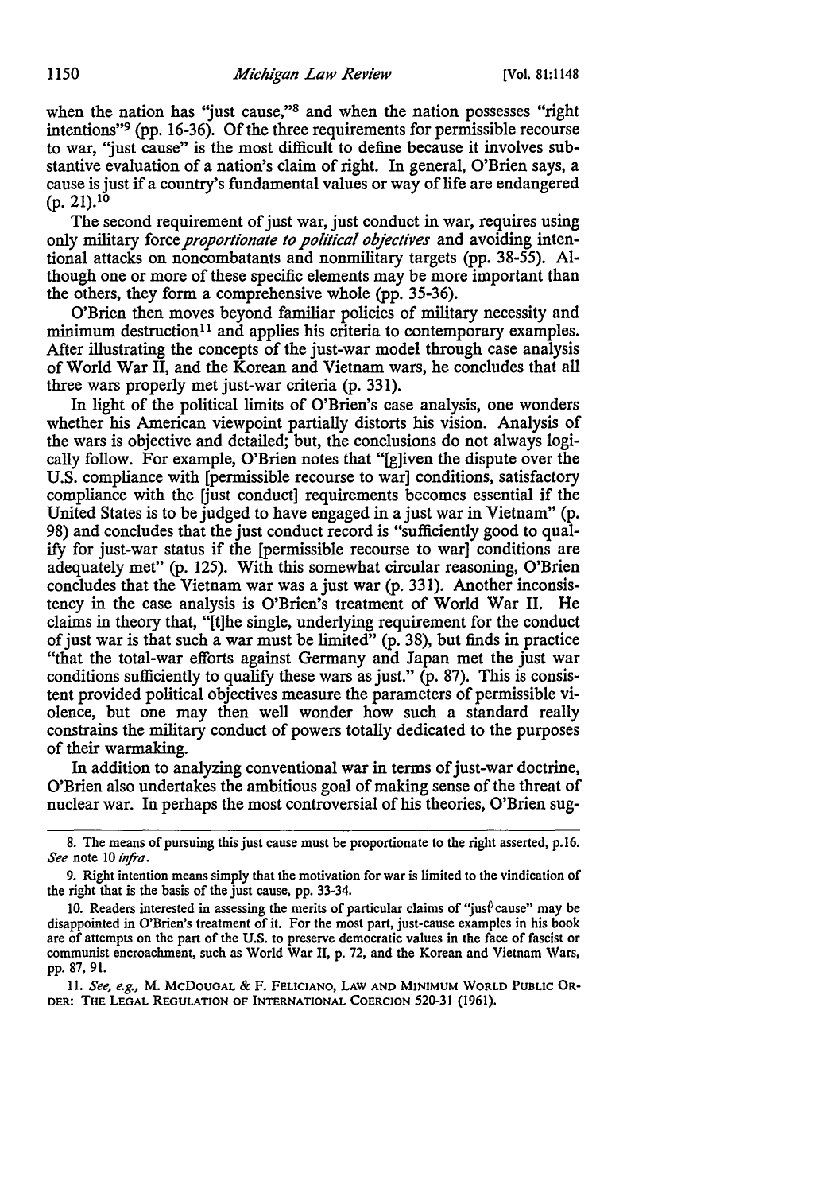when the nation has "just cause,"[8] and when the nation possesses "right intentions"[9] (pp. 16-36). Of the three requirements for permissible recourse to war, "just cause" is the most difficult to define because it involves substantive evaluation of a nation's claim of right. In general, O'Brien says, a cause is just if a country's fundamental values or way of life are endangered (p. 21).[10]

The second requirement of just war, just conduct in war, requires using only military force *proportionate to political objectives* and avoiding intentional attacks on noncombatants and nonmilitary targets (pp. 38-55). Although one or more of these specific elements may be more important than the others, they form a comprehensive whole (pp. 35-36).

O'Brien then moves beyond familiar policies of military necessity and minimum destruction[11] and applies his criteria to contemporary examples. After illustrating the concepts of the just-war model through case analysis of World War II, and the Korean and Vietnam wars, he concludes that all three wars properly met just-war criteria (p. 331).

In light of the political limits of O'Brien's case analysis, one wonders whether his American viewpoint partially distorts his vision. Analysis of the wars is objective and detailed; but, the conclusions do not always logically follow. For example, O'Brien notes that "[g]iven the dispute over the U.S. compliance with [permissible recourse to war] conditions, satisfactory compliance with the [just conduct] requirements becomes essential if the United States is to be judged to have engaged in a just war in Vietnam" (p. 98) and concludes that the just conduct record is "sufficiently good to qualify for just-war status if the [permissible recourse to war] conditions are adequately met" (p. 125). With this somewhat circular reasoning, O'Brien concludes that the Vietnam war was a just war (p. 331). Another inconsistency in the case analysis is O'Brien's treatment of World War II. He claims in theory that, "[t]he single, underlying requirement for the conduct of just war is that such a war must be limited" (p. 38), but finds in practice "that the total-war efforts against Germany and Japan met the just war conditions sufficiently to qualify these wars as just." (p. 87). This is consistent provided political objectives measure the parameters of permissible violence, but one may then well wonder how such a standard really constrains the military conduct of powers totally dedicated to the purposes of their warmaking.

In addition to analyzing conventional war in terms of just-war doctrine, O'Brien also undertakes the ambitious goal of making sense of the threat of nuclear war. In perhaps the most controversial of his theories, O'Brien sug-

---

8. The means of pursuing this just cause must be proportionate to the right asserted, p.16. *See* note 10 *infra*.

9. Right intention means simply that the motivation for war is limited to the vindication of the right that is the basis of the just cause, pp. 33-34.

10. Readers interested in assessing the merits of particular claims of "just cause" may be disappointed in O'Brien's treatment of it. For the most part, just-cause examples in his book are of attempts on the part of the U.S. to preserve democratic values in the face of fascist or communist encroachment, such as World War II, p. 72, and the Korean and Vietnam Wars, pp. 87, 91.

11. *See, e.g.*, M. McDougal & F. Feliciano, Law and Minimum World Public Order: The Legal Regulation of International Coercion 520-31 (1961).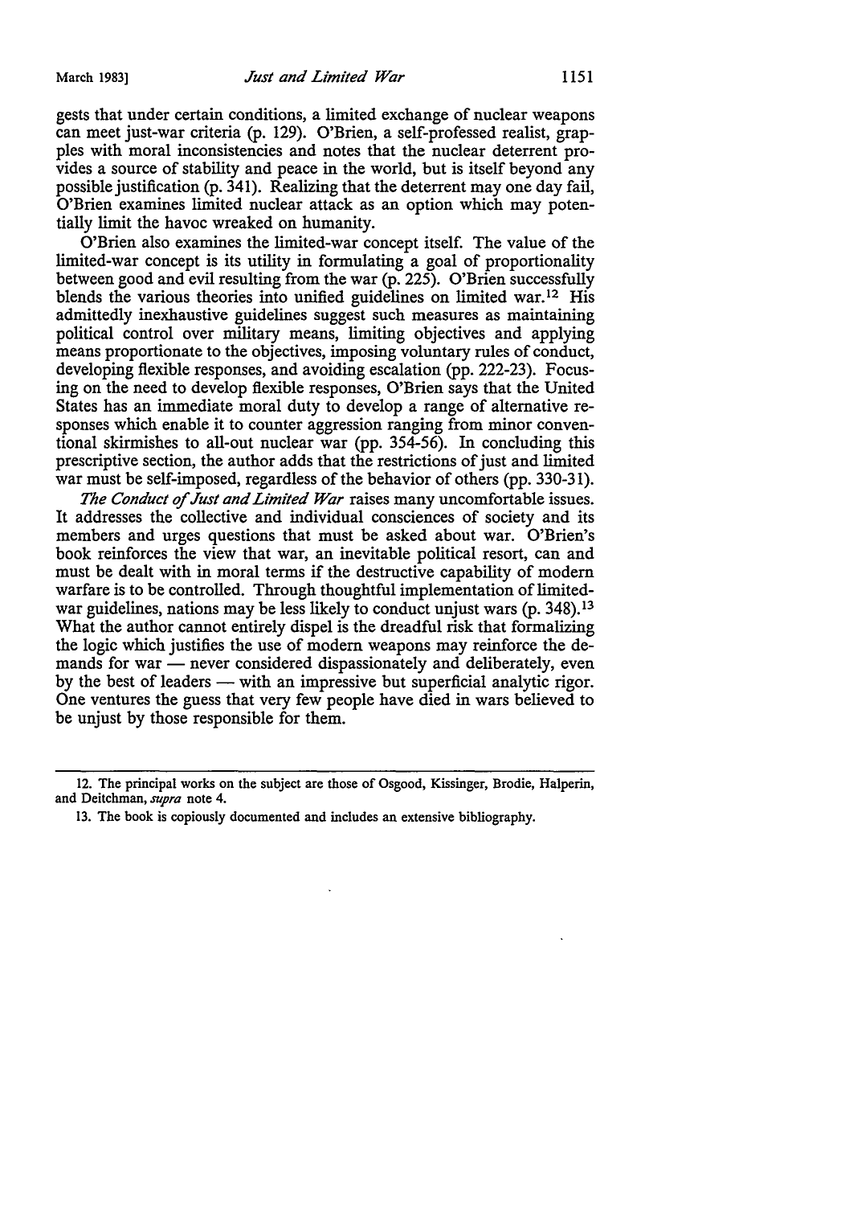gests that under certain conditions, a limited exchange of nuclear weapons can meet just-war criteria (p. 129). O'Brien, a self-professed realist, grapples with moral inconsistencies and notes that the nuclear deterrent provides a source of stability and peace in the world, but is itself beyond any possible justification (p. 341). Realizing that the deterrent may one day fail, O'Brien examines limited nuclear attack as an option which may potentially limit the havoc wreaked on humanity.

O'Brien also examines the limited-war concept itself. The value of the limited-war concept is its utility in formulating a goal of proportionality between good and evil resulting from the war (p. 225). O'Brien successfully blends the various theories into unified guidelines on limited war.[12] His admittedly inexhaustive guidelines suggest such measures as maintaining political control over military means, limiting objectives and applying means proportionate to the objectives, imposing voluntary rules of conduct, developing flexible responses, and avoiding escalation (pp. 222-23). Focusing on the need to develop flexible responses, O'Brien says that the United States has an immediate moral duty to develop a range of alternative responses which enable it to counter aggression ranging from minor conventional skirmishes to all-out nuclear war (pp. 354-56). In concluding this prescriptive section, the author adds that the restrictions of just and limited war must be self-imposed, regardless of the behavior of others (pp. 330-31).

*The Conduct of Just and Limited War* raises many uncomfortable issues. It addresses the collective and individual consciences of society and its members and urges questions that must be asked about war. O'Brien's book reinforces the view that war, an inevitable political resort, can and must be dealt with in moral terms if the destructive capability of modern warfare is to be controlled. Through thoughtful implementation of limited-war guidelines, nations may be less likely to conduct unjust wars (p. 348).[13] What the author cannot entirely dispel is the dreadful risk that formalizing the logic which justifies the use of modern weapons may reinforce the demands for war — never considered dispassionately and deliberately, even by the best of leaders — with an impressive but superficial analytic rigor. One ventures the guess that very few people have died in wars believed to be unjust by those responsible for them.

---

12. The principal works on the subject are those of Osgood, Kissinger, Brodie, Halperin, and Deitchman, *supra* note 4.

13. The book is copiously documented and includes an extensive bibliography.